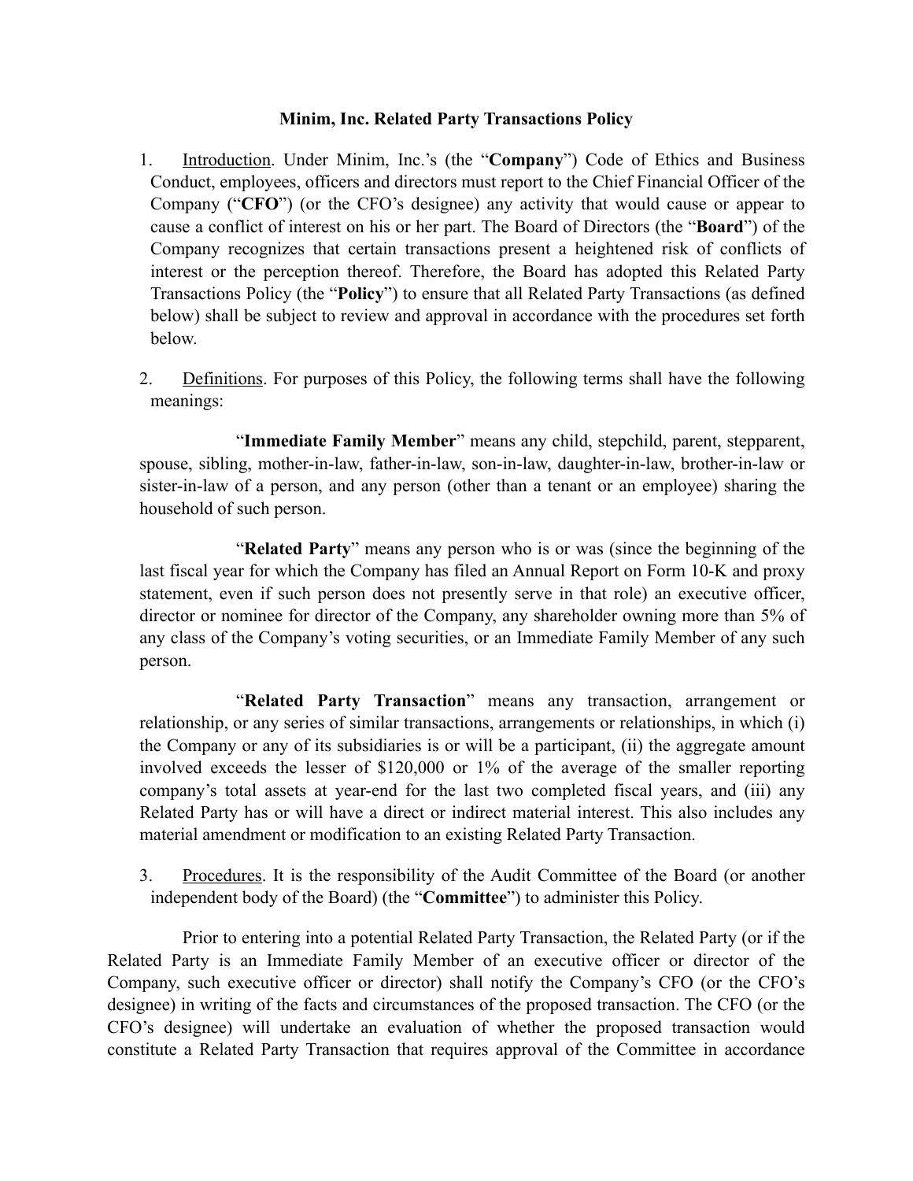# Minim, Inc. Related Party Transactions Policy

1. Introduction. Under Minim, Inc.'s (the "**Company**") Code of Ethics and Business Conduct, employees, officers and directors must report to the Chief Financial Officer of the Company ("**CFO**") (or the CFO's designee) any activity that would cause or appear to cause a conflict of interest on his or her part. The Board of Directors (the "**Board**") of the Company recognizes that certain transactions present a heightened risk of conflicts of interest or the perception thereof. Therefore, the Board has adopted this Related Party Transactions Policy (the "**Policy**") to ensure that all Related Party Transactions (as defined below) shall be subject to review and approval in accordance with the procedures set forth below.

2. Definitions. For purposes of this Policy, the following terms shall have the following meanings:

"**Immediate Family Member**" means any child, stepchild, parent, stepparent, spouse, sibling, mother-in-law, father-in-law, son-in-law, daughter-in-law, brother-in-law or sister-in-law of a person, and any person (other than a tenant or an employee) sharing the household of such person.

"**Related Party**" means any person who is or was (since the beginning of the last fiscal year for which the Company has filed an Annual Report on Form 10-K and proxy statement, even if such person does not presently serve in that role) an executive officer, director or nominee for director of the Company, any shareholder owning more than 5% of any class of the Company's voting securities, or an Immediate Family Member of any such person.

"**Related Party Transaction**" means any transaction, arrangement or relationship, or any series of similar transactions, arrangements or relationships, in which (i) the Company or any of its subsidiaries is or will be a participant, (ii) the aggregate amount involved exceeds the lesser of $120,000 or 1% of the average of the smaller reporting company's total assets at year-end for the last two completed fiscal years, and (iii) any Related Party has or will have a direct or indirect material interest. This also includes any material amendment or modification to an existing Related Party Transaction.

3. Procedures. It is the responsibility of the Audit Committee of the Board (or another independent body of the Board) (the "**Committee**") to administer this Policy.

Prior to entering into a potential Related Party Transaction, the Related Party (or if the Related Party is an Immediate Family Member of an executive officer or director of the Company, such executive officer or director) shall notify the Company's CFO (or the CFO's designee) in writing of the facts and circumstances of the proposed transaction. The CFO (or the CFO's designee) will undertake an evaluation of whether the proposed transaction would constitute a Related Party Transaction that requires approval of the Committee in accordance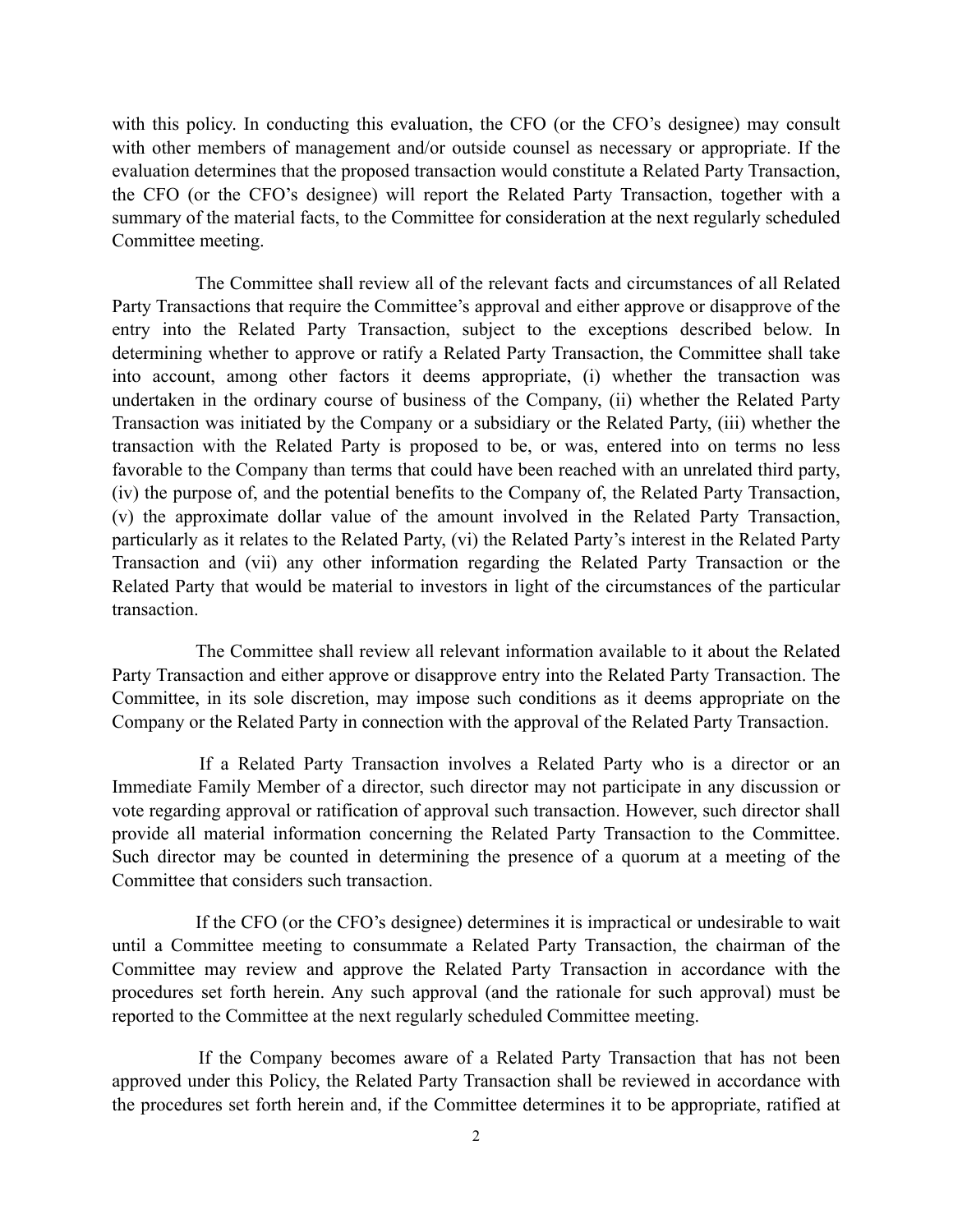with this policy. In conducting this evaluation, the CFO (or the CFO's designee) may consult with other members of management and/or outside counsel as necessary or appropriate. If the evaluation determines that the proposed transaction would constitute a Related Party Transaction, the CFO (or the CFO's designee) will report the Related Party Transaction, together with a summary of the material facts, to the Committee for consideration at the next regularly scheduled Committee meeting.

The Committee shall review all of the relevant facts and circumstances of all Related Party Transactions that require the Committee's approval and either approve or disapprove of the entry into the Related Party Transaction, subject to the exceptions described below. In determining whether to approve or ratify a Related Party Transaction, the Committee shall take into account, among other factors it deems appropriate, (i) whether the transaction was undertaken in the ordinary course of business of the Company, (ii) whether the Related Party Transaction was initiated by the Company or a subsidiary or the Related Party, (iii) whether the transaction with the Related Party is proposed to be, or was, entered into on terms no less favorable to the Company than terms that could have been reached with an unrelated third party, (iv) the purpose of, and the potential benefits to the Company of, the Related Party Transaction, (v) the approximate dollar value of the amount involved in the Related Party Transaction, particularly as it relates to the Related Party, (vi) the Related Party's interest in the Related Party Transaction and (vii) any other information regarding the Related Party Transaction or the Related Party that would be material to investors in light of the circumstances of the particular transaction.

The Committee shall review all relevant information available to it about the Related Party Transaction and either approve or disapprove entry into the Related Party Transaction. The Committee, in its sole discretion, may impose such conditions as it deems appropriate on the Company or the Related Party in connection with the approval of the Related Party Transaction.

If a Related Party Transaction involves a Related Party who is a director or an Immediate Family Member of a director, such director may not participate in any discussion or vote regarding approval or ratification of approval such transaction. However, such director shall provide all material information concerning the Related Party Transaction to the Committee. Such director may be counted in determining the presence of a quorum at a meeting of the Committee that considers such transaction.

If the CFO (or the CFO's designee) determines it is impractical or undesirable to wait until a Committee meeting to consummate a Related Party Transaction, the chairman of the Committee may review and approve the Related Party Transaction in accordance with the procedures set forth herein. Any such approval (and the rationale for such approval) must be reported to the Committee at the next regularly scheduled Committee meeting.

If the Company becomes aware of a Related Party Transaction that has not been approved under this Policy, the Related Party Transaction shall be reviewed in accordance with the procedures set forth herein and, if the Committee determines it to be appropriate, ratified at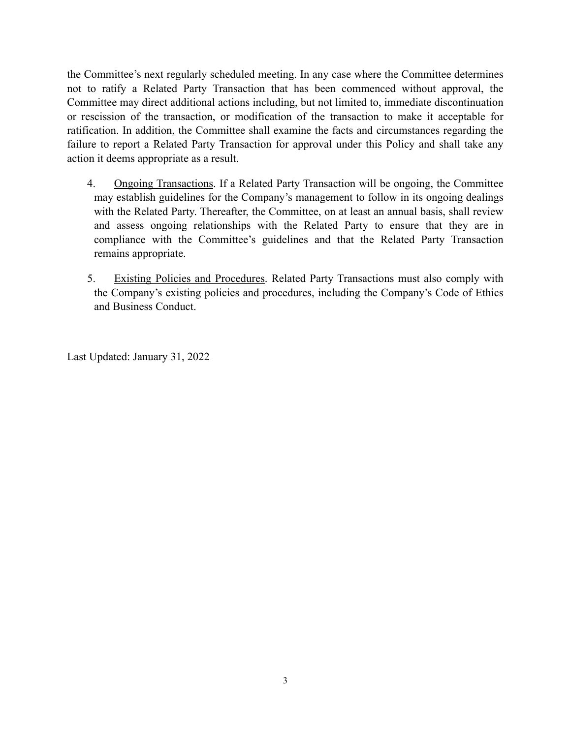the Committee's next regularly scheduled meeting. In any case where the Committee determines not to ratify a Related Party Transaction that has been commenced without approval, the Committee may direct additional actions including, but not limited to, immediate discontinuation or rescission of the transaction, or modification of the transaction to make it acceptable for ratification. In addition, the Committee shall examine the facts and circumstances regarding the failure to report a Related Party Transaction for approval under this Policy and shall take any action it deems appropriate as a result.

4. Ongoing Transactions. If a Related Party Transaction will be ongoing, the Committee may establish guidelines for the Company's management to follow in its ongoing dealings with the Related Party. Thereafter, the Committee, on at least an annual basis, shall review and assess ongoing relationships with the Related Party to ensure that they are in compliance with the Committee's guidelines and that the Related Party Transaction remains appropriate.

5. Existing Policies and Procedures. Related Party Transactions must also comply with the Company's existing policies and procedures, including the Company's Code of Ethics and Business Conduct.

Last Updated: January 31, 2022